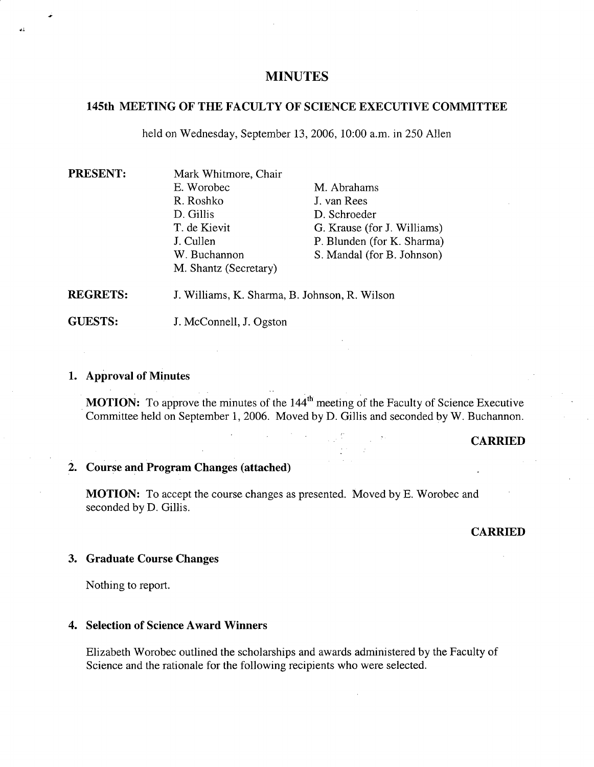# MINUTES

## 145th MEETING OF THE FACULTY OF SCIENCE EXECUTIVE COMMITTEE

held on Wednesday, September 13, 2006, 10:00 a.m. in 250 Allen

| | | |
|---|---|---|
| **PRESENT:** | Mark Whitmore, Chair | |
| | E. Worobec | M. Abrahams |
| | R. Roshko | J. van Rees |
| | D. Gillis | D. Schroeder |
| | T. de Kievit | G. Krause (for J. Williams) |
| | J. Cullen | P. Blunden (for K. Sharma) |
| | W. Buchannon | S. Mandal (for B. Johnson) |
| | M. Shantz (Secretary) | |
| **REGRETS:** | J. Williams, K. Sharma, B. Johnson, R. Wilson | |
| **GUESTS:** | J. McConnell, J. Ogston | |

### 1. Approval of Minutes

**MOTION:** To approve the minutes of the 144th meeting of the Faculty of Science Executive Committee held on September 1, 2006. Moved by D. Gillis and seconded by W. Buchannon.

**CARRIED**

### 2. Course and Program Changes (attached)

**MOTION:** To accept the course changes as presented. Moved by E. Worobec and seconded by D. Gillis.

**CARRIED**

### 3. Graduate Course Changes

Nothing to report.

### 4. Selection of Science Award Winners

Elizabeth Worobec outlined the scholarships and awards administered by the Faculty of Science and the rationale for the following recipients who were selected.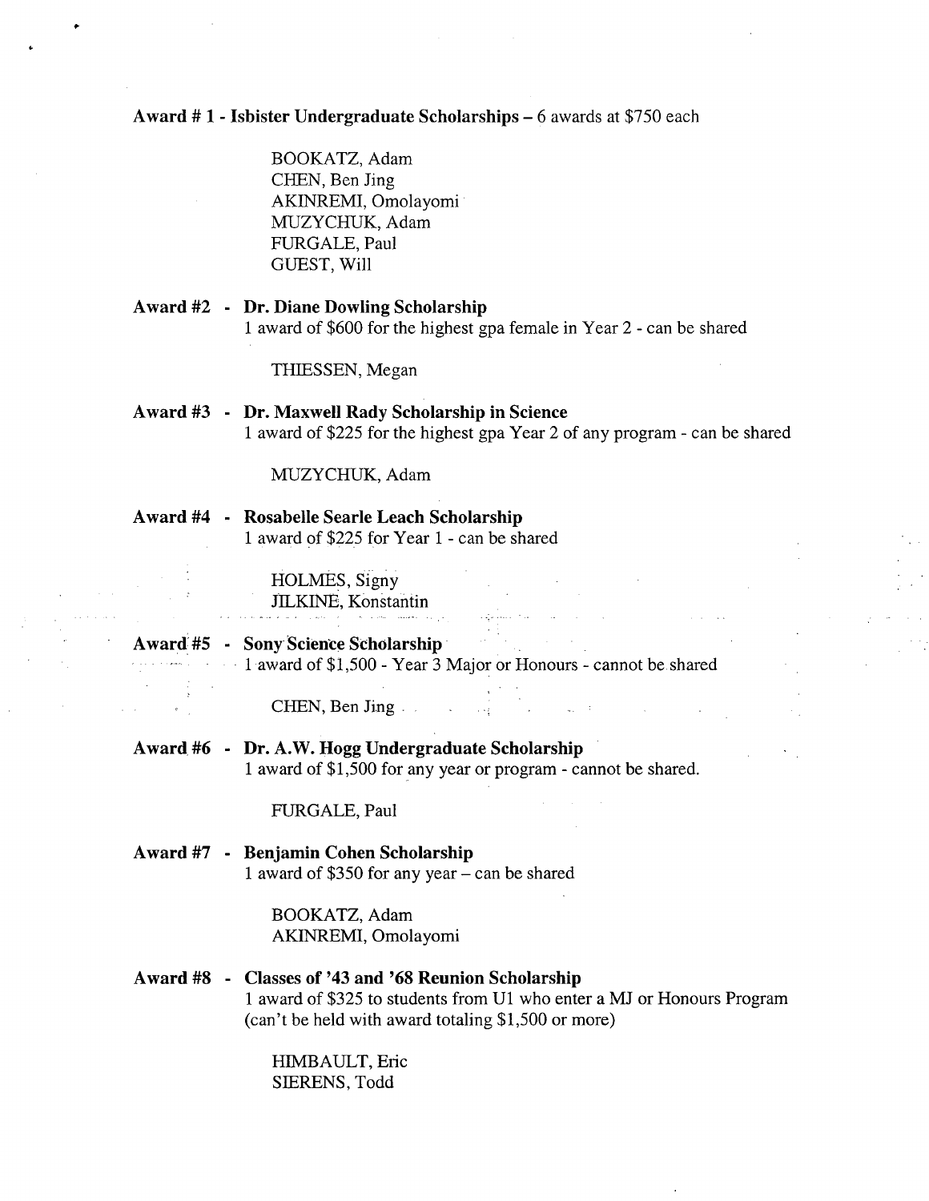**Award # 1 - Isbister Undergraduate Scholarships** – 6 awards at $750 each

BOOKATZ, Adam
CHEN, Ben Jing
AKINREMI, Omolayomi
MUZYCHUK, Adam
FURGALE, Paul
GUEST, Will

**Award #2 - Dr. Diane Dowling Scholarship**
1 award of $600 for the highest gpa female in Year 2 - can be shared

THIESSEN, Megan

**Award #3 - Dr. Maxwell Rady Scholarship in Science**
1 award of $225 for the highest gpa Year 2 of any program - can be shared

MUZYCHUK, Adam

**Award #4 - Rosabelle Searle Leach Scholarship**
1 award of $225 for Year 1 - can be shared

HOLMES, Signy
JILKINE, Konstantin

**Award #5 - Sony Science Scholarship**
1 award of $1,500 - Year 3 Major or Honours - cannot be shared

CHEN, Ben Jing

**Award #6 - Dr. A.W. Hogg Undergraduate Scholarship**
1 award of $1,500 for any year or program - cannot be shared.

FURGALE, Paul

**Award #7 - Benjamin Cohen Scholarship**
1 award of $350 for any year – can be shared

BOOKATZ, Adam
AKINREMI, Omolayomi

**Award #8 - Classes of '43 and '68 Reunion Scholarship**
1 award of $325 to students from U1 who enter a MJ or Honours Program (can't be held with award totaling $1,500 or more)

HIMBAULT, Eric
SIERENS, Todd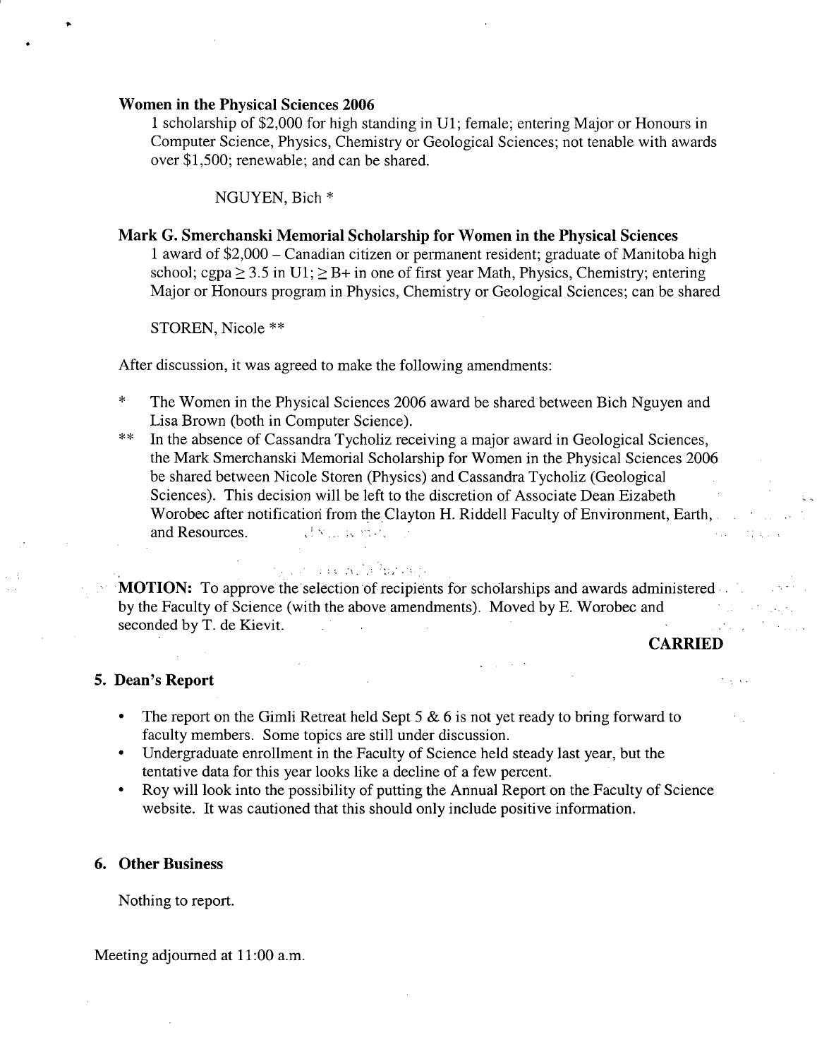**Women in the Physical Sciences 2006**

1 scholarship of \$2,000 for high standing in U1; female; entering Major or Honours in Computer Science, Physics, Chemistry or Geological Sciences; not tenable with awards over \$1,500; renewable; and can be shared.

NGUYEN, Bich *

**Mark G. Smerchanski Memorial Scholarship for Women in the Physical Sciences**

1 award of \$2,000 – Canadian citizen or permanent resident; graduate of Manitoba high school; cgpa $\geq$ 3.5 in U1; $\geq$ B+ in one of first year Math, Physics, Chemistry; entering Major or Honours program in Physics, Chemistry or Geological Sciences; can be shared

STOREN, Nicole **

After discussion, it was agreed to make the following amendments:

- \* The Women in the Physical Sciences 2006 award be shared between Bich Nguyen and Lisa Brown (both in Computer Science).
- \** In the absence of Cassandra Tycholiz receiving a major award in Geological Sciences, the Mark Smerchanski Memorial Scholarship for Women in the Physical Sciences 2006 be shared between Nicole Storen (Physics) and Cassandra Tycholiz (Geological Sciences). This decision will be left to the discretion of Associate Dean Eizabeth Worobec after notification from the Clayton H. Riddell Faculty of Environment, Earth, and Resources.

**MOTION:** To approve the selection of recipients for scholarships and awards administered by the Faculty of Science (with the above amendments). Moved by E. Worobec and seconded by T. de Kievit.

**CARRIED**

## 5. Dean's Report

- The report on the Gimli Retreat held Sept 5 & 6 is not yet ready to bring forward to faculty members. Some topics are still under discussion.
- Undergraduate enrollment in the Faculty of Science held steady last year, but the tentative data for this year looks like a decline of a few percent.
- Roy will look into the possibility of putting the Annual Report on the Faculty of Science website. It was cautioned that this should only include positive information.

## 6. Other Business

Nothing to report.

Meeting adjourned at 11:00 a.m.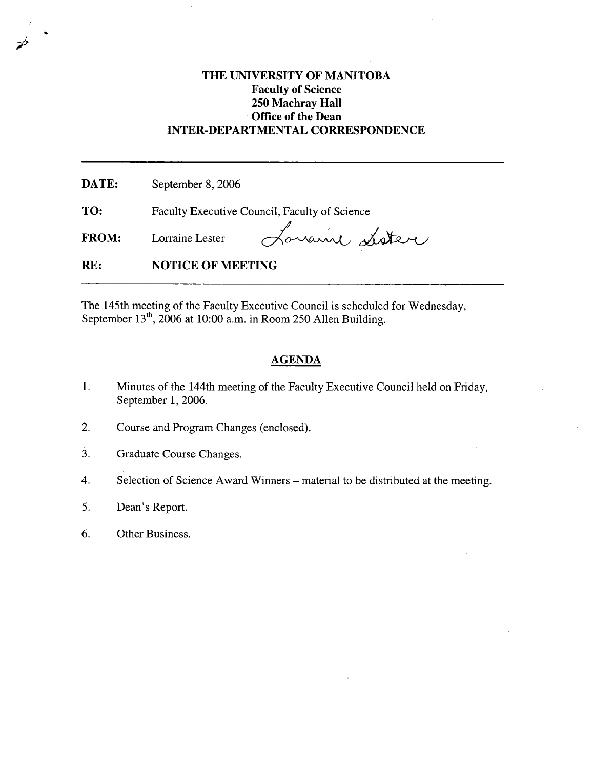**THE UNIVERSITY OF MANITOBA**
**Faculty of Science**
**250 Machray Hall**
**Office of the Dean**
**INTER-DEPARTMENTAL CORRESPONDENCE**

---

**DATE:** September 8, 2006

**TO:** Faculty Executive Council, Faculty of Science

**FROM:** Lorraine Lester *Lorraine Lester*

**RE:** **NOTICE OF MEETING**

---

The 145th meeting of the Faculty Executive Council is scheduled for Wednesday, September 13th, 2006 at 10:00 a.m. in Room 250 Allen Building.

## AGENDA

1. Minutes of the 144th meeting of the Faculty Executive Council held on Friday, September 1, 2006.

2. Course and Program Changes (enclosed).

3. Graduate Course Changes.

4. Selection of Science Award Winners – material to be distributed at the meeting.

5. Dean's Report.

6. Other Business.